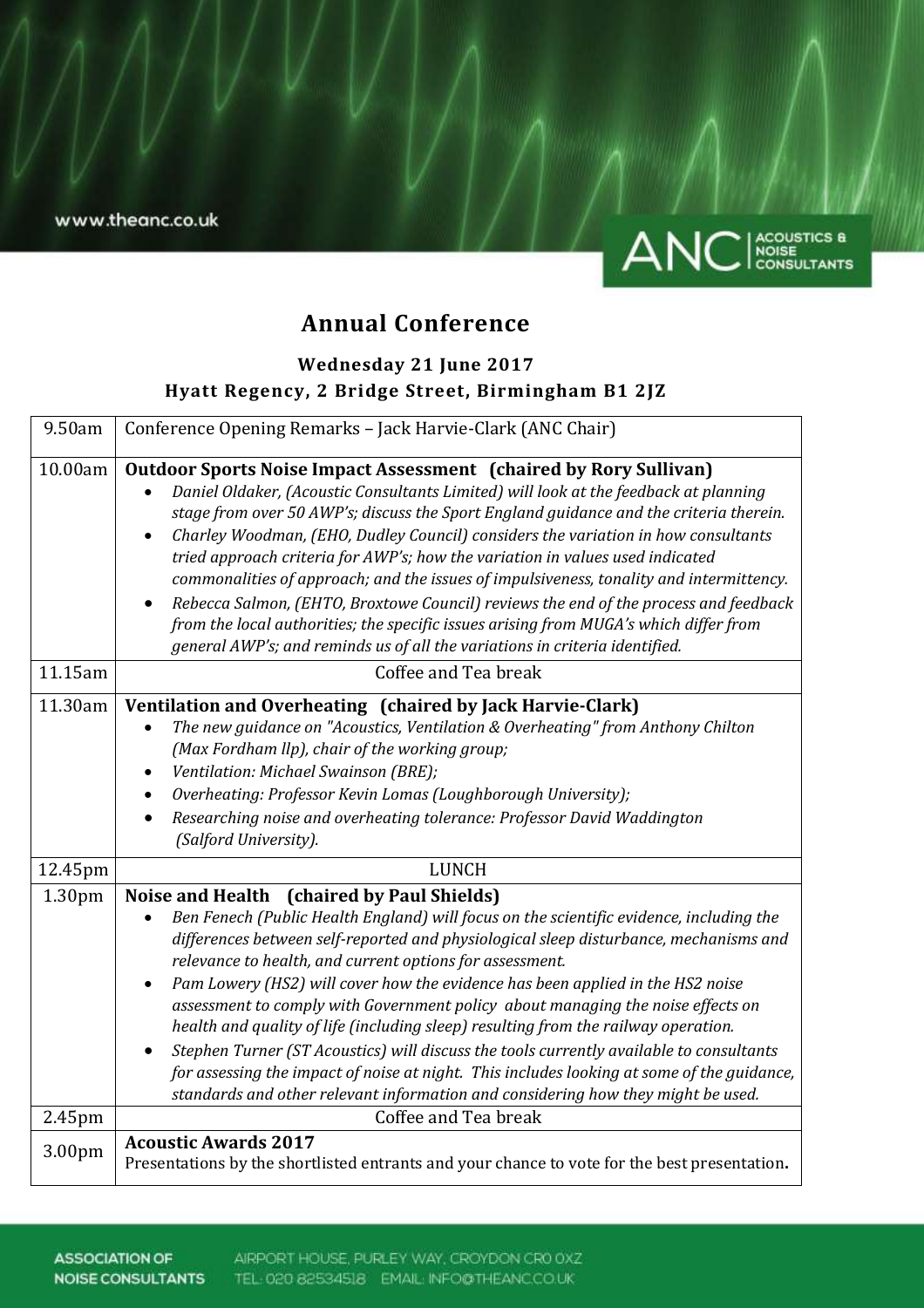www.theanc.co.uk

ANC | ACOUSTICS & NOISE CONSULTANTS

# Annual Conference

### Wednesday 21 June 2017
### Hyatt Regency, 2 Bridge Street, Birmingham B1 2JZ

| | |
|---|---|
| 9.50am | Conference Opening Remarks – Jack Harvie-Clark (ANC Chair) |
| 10.00am | **Outdoor Sports Noise Impact Assessment (chaired by Rory Sullivan)**<br>• *Daniel Oldaker, (Acoustic Consultants Limited) will look at the feedback at planning stage from over 50 AWP's; discuss the Sport England guidance and the criteria therein.*<br>• *Charley Woodman, (EHO, Dudley Council) considers the variation in how consultants tried approach criteria for AWP's; how the variation in values used indicated commonalities of approach; and the issues of impulsiveness, tonality and intermittency.*<br>• *Rebecca Salmon, (EHTO, Broxtowe Council) reviews the end of the process and feedback from the local authorities; the specific issues arising from MUGA's which differ from general AWP's; and reminds us of all the variations in criteria identified.* |
| 11.15am | Coffee and Tea break |
| 11.30am | **Ventilation and Overheating (chaired by Jack Harvie-Clark)**<br>• *The new guidance on "Acoustics, Ventilation & Overheating" from Anthony Chilton (Max Fordham llp), chair of the working group;*<br>• *Ventilation: Michael Swainson (BRE);*<br>• *Overheating: Professor Kevin Lomas (Loughborough University);*<br>• *Researching noise and overheating tolerance: Professor David Waddington (Salford University).* |
| 12.45pm | LUNCH |
| 1.30pm | **Noise and Health (chaired by Paul Shields)**<br>• *Ben Fenech (Public Health England) will focus on the scientific evidence, including the differences between self-reported and physiological sleep disturbance, mechanisms and relevance to health, and current options for assessment.*<br>• *Pam Lowery (HS2) will cover how the evidence has been applied in the HS2 noise assessment to comply with Government policy about managing the noise effects on health and quality of life (including sleep) resulting from the railway operation.*<br>• *Stephen Turner (ST Acoustics) will discuss the tools currently available to consultants for assessing the impact of noise at night. This includes looking at some of the guidance, standards and other relevant information and considering how they might be used.* |
| 2.45pm | Coffee and Tea break |
| 3.00pm | **Acoustic Awards 2017**<br>Presentations by the shortlisted entrants and your chance to vote for the best presentation**.** |

ASSOCIATION OF NOISE CONSULTANTS AIRPORT HOUSE, PURLEY WAY, CROYDON CR0 0XZ TEL: 020 82534518 EMAIL: INFO@THEANC.CO.UK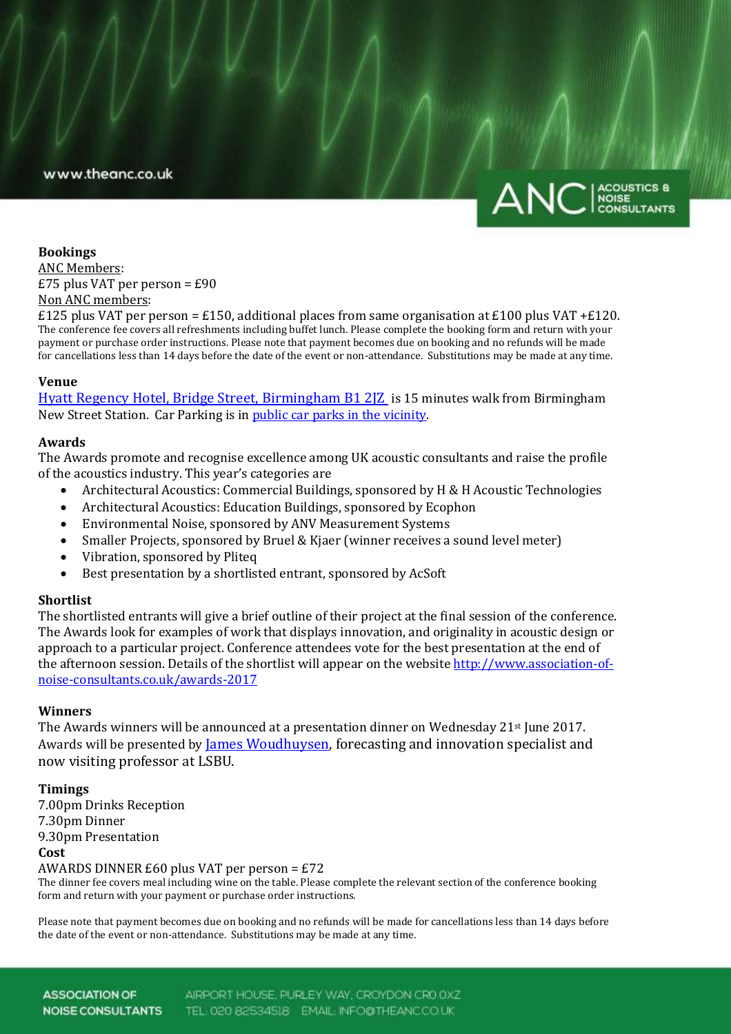www.theanc.co.uk

**Bookings**

ANC Members:

£75 plus VAT per person = £90

Non ANC members:

£125 plus VAT per person = £150, additional places from same organisation at £100 plus VAT +£120.

The conference fee covers all refreshments including buffet lunch. Please complete the booking form and return with your payment or purchase order instructions. Please note that payment becomes due on booking and no refunds will be made for cancellations less than 14 days before the date of the event or non-attendance. Substitutions may be made at any time.

**Venue**

Hyatt Regency Hotel, Bridge Street, Birmingham B1 2JZ is 15 minutes walk from Birmingham New Street Station. Car Parking is in public car parks in the vicinity.

**Awards**

The Awards promote and recognise excellence among UK acoustic consultants and raise the profile of the acoustics industry. This year's categories are

- Architectural Acoustics: Commercial Buildings, sponsored by H & H Acoustic Technologies
- Architectural Acoustics: Education Buildings, sponsored by Ecophon
- Environmental Noise, sponsored by ANV Measurement Systems
- Smaller Projects, sponsored by Bruel & Kjaer (winner receives a sound level meter)
- Vibration, sponsored by Pliteq
- Best presentation by a shortlisted entrant, sponsored by AcSoft

**Shortlist**

The shortlisted entrants will give a brief outline of their project at the final session of the conference. The Awards look for examples of work that displays innovation, and originality in acoustic design or approach to a particular project. Conference attendees vote for the best presentation at the end of the afternoon session. Details of the shortlist will appear on the website http://www.association-of-noise-consultants.co.uk/awards-2017

**Winners**

The Awards winners will be announced at a presentation dinner on Wednesday 21st June 2017. Awards will be presented by James Woudhuysen, forecasting and innovation specialist and now visiting professor at LSBU.

**Timings**

7.00pm Drinks Reception

7.30pm Dinner

9.30pm Presentation

**Cost**

AWARDS DINNER £60 plus VAT per person = £72

The dinner fee covers meal including wine on the table. Please complete the relevant section of the conference booking form and return with your payment or purchase order instructions.

Please note that payment becomes due on booking and no refunds will be made for cancellations less than 14 days before the date of the event or non-attendance. Substitutions may be made at any time.

ASSOCIATION OF NOISE CONSULTANTS AIRPORT HOUSE, PURLEY WAY, CROYDON CR0 0XZ TEL: 020 82534518 EMAIL: INFO@THEANC.CO.UK